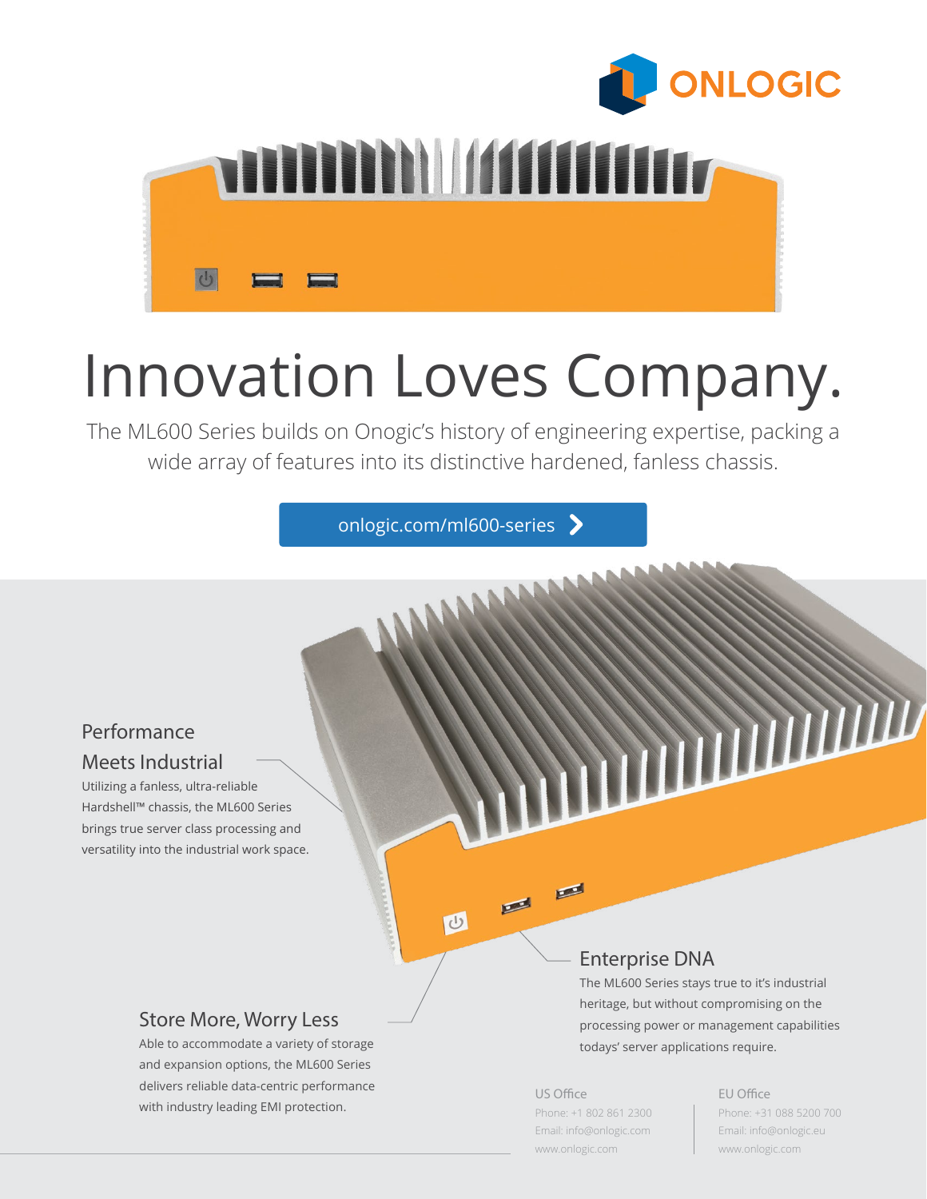ONLOGIC

# Innovation Loves Company.

The ML600 Series builds on Onogic's history of engineering expertise, packing a wide array of features into its distinctive hardened, fanless chassis.

onlogic.com/ml600-series

## Performance Meets Industrial

Utilizing a fanless, ultra-reliable Hardshell™ chassis, the ML600 Series brings true server class processing and versatility into the industrial work space.

## Store More, Worry Less

Able to accommodate a variety of storage and expansion options, the ML600 Series delivers reliable data-centric performance with industry leading EMI protection.

## Enterprise DNA

The ML600 Series stays true to it's industrial heritage, but without compromising on the processing power or management capabilities todays' server applications require.

**US Office**
Phone: +1 802 861 2300
Email: info@onlogic.com
www.onlogic.com

**EU Office**
Phone: +31 088 5200 700
Email: info@onlogic.eu
www.onlogic.com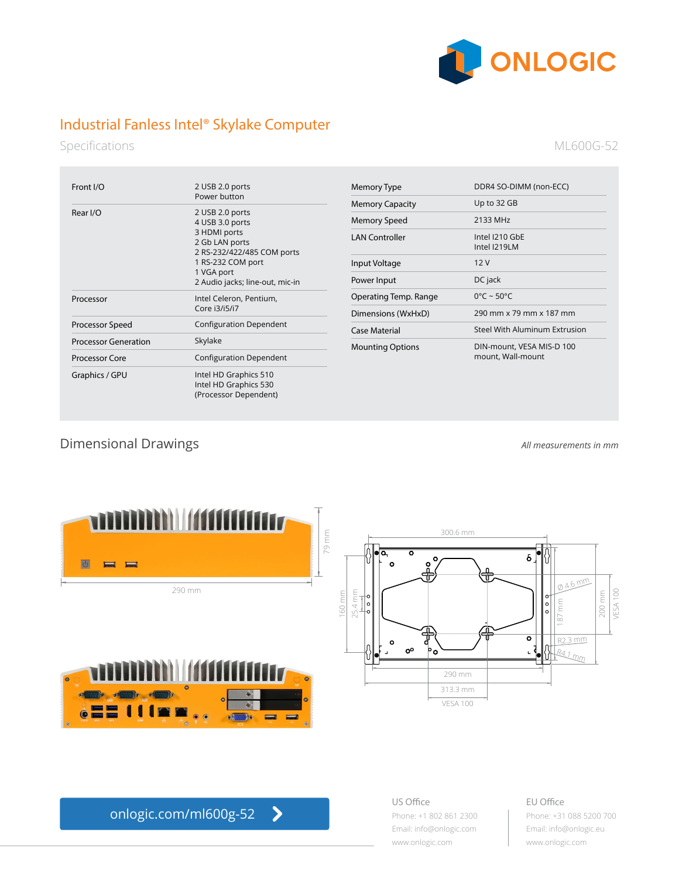# Industrial Fanless Intel® Skylake Computer

## Specifications

ML600G-52

| | |
|---|---|
| Front I/O | 2 USB 2.0 ports<br>Power button |
| Rear I/O | 2 USB 2.0 ports<br>4 USB 3.0 ports<br>3 HDMI ports<br>2 Gb LAN ports<br>2 RS-232/422/485 COM ports<br>1 RS-232 COM port<br>1 VGA port<br>2 Audio jacks; line-out, mic-in |
| Processor | Intel Celeron, Pentium, Core i3/i5/i7 |
| Processor Speed | Configuration Dependent |
| Processor Generation | Skylake |
| Processor Core | Configuration Dependent |
| Graphics / GPU | Intel HD Graphics 510<br>Intel HD Graphics 530<br>(Processor Dependent) |
| Memory Type | DDR4 SO-DIMM (non-ECC) |
| Memory Capacity | Up to 32 GB |
| Memory Speed | 2133 MHz |
| LAN Controller | Intel I210 GbE<br>Intel I219LM |
| Input Voltage | 12 V |
| Power Input | DC jack |
| Operating Temp. Range | 0°C ~ 50°C |
| Dimensions (WxHxD) | 290 mm x 79 mm x 187 mm |
| Case Material | Steel With Aluminum Extrusion |
| Mounting Options | DIN-mount, VESA MIS-D 100 mount, Wall-mount |

## Dimensional Drawings

*All measurements in mm*

79 mm
290 mm

300.6 mm
160 mm
25.4 mm
Ø 4.6 mm
187 mm
200 mm
VESA 100
R2.3 mm
R4.1 mm
290 mm
313.3 mm
VESA 100

onlogic.com/ml600g-52

US Office
Phone: +1 802 861 2300
Email: info@onlogic.com
www.onlogic.com

EU Office
Phone: +31 088 5200 700
Email: info@onlogic.eu
www.onlogic.com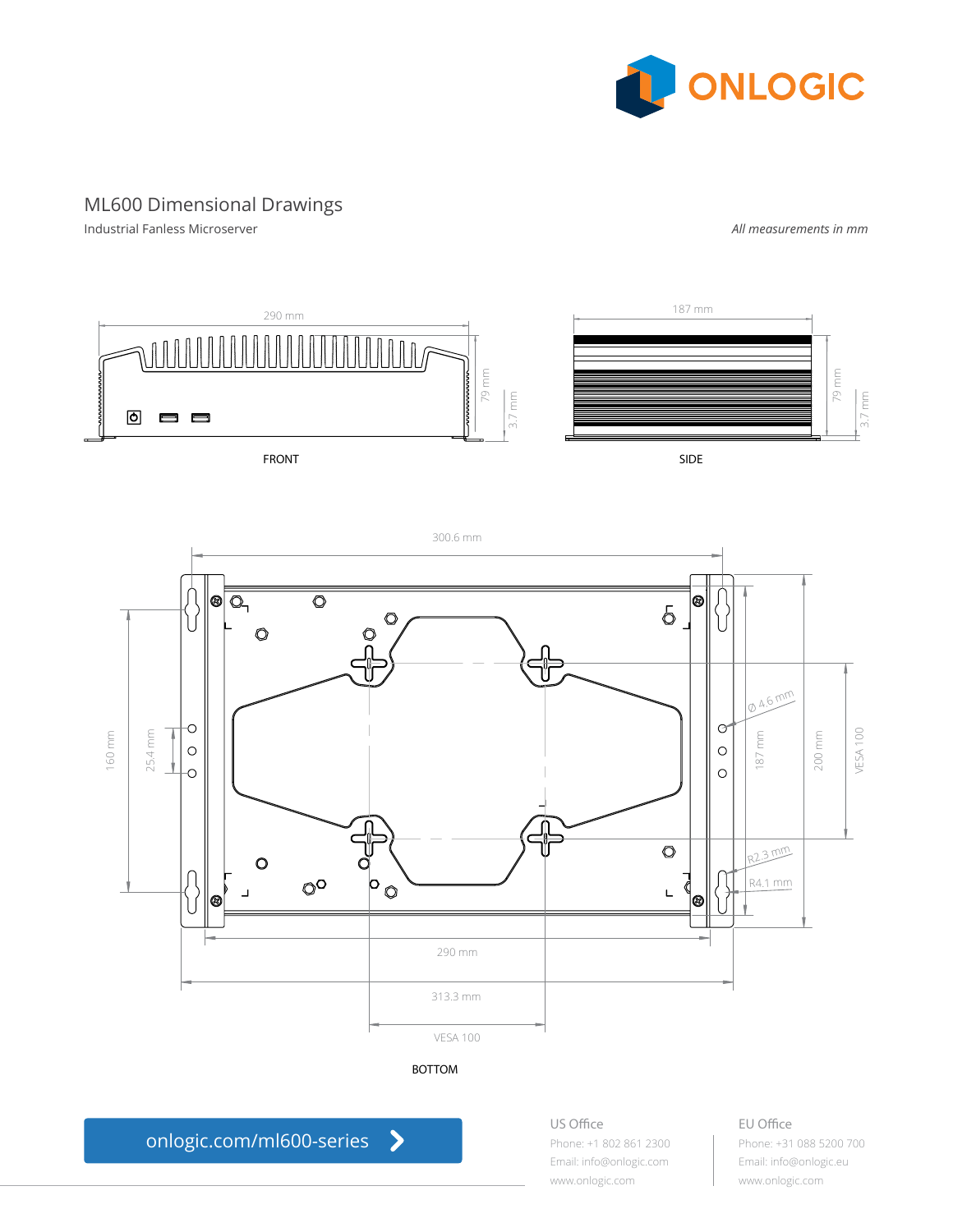# ML600 Dimensional Drawings

Industrial Fanless Microserver

*All measurements in mm*

290 mm

79 mm

3.7 mm

FRONT

187 mm

79 mm

3.7 mm

SIDE

300.6 mm

160 mm

25.4 mm

Ø 4.6 mm

187 mm

200 mm

VESA 100

R2.3 mm

R4.1 mm

290 mm

313.3 mm

VESA 100

BOTTOM

onlogic.com/ml600-series

US Office
Phone: +1 802 861 2300
Email: info@onlogic.com
www.onlogic.com

EU Office
Phone: +31 088 5200 700
Email: info@onlogic.eu
www.onlogic.com